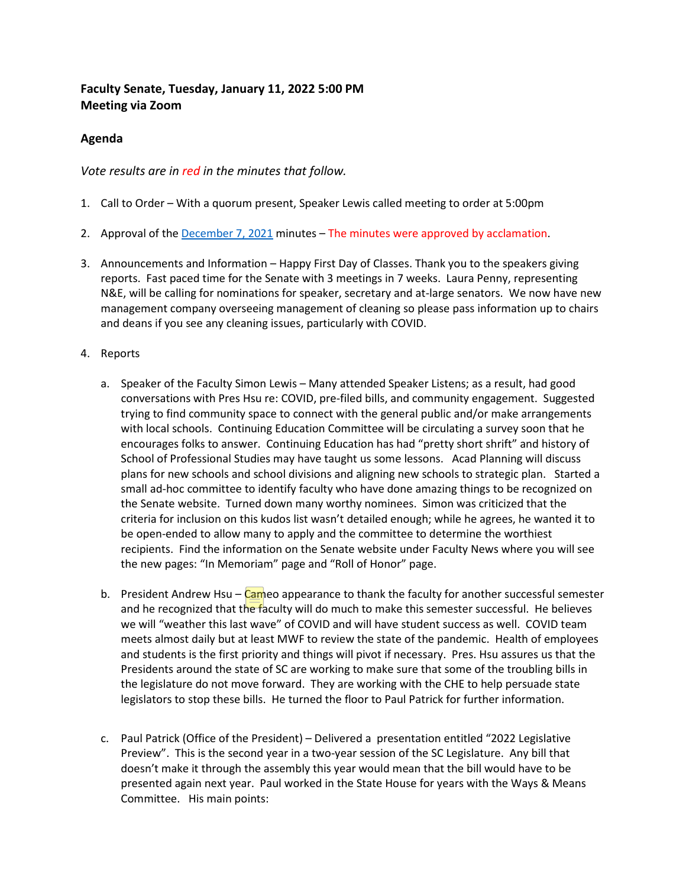**Faculty Senate, Tuesday, January 11, 2022 5:00 PM**
**Meeting via Zoom**

### Agenda

*Vote results are in red in the minutes that follow.*

1. Call to Order – With a quorum present, Speaker Lewis called meeting to order at 5:00pm

2. Approval of the December 7, 2021 minutes – The minutes were approved by acclamation.

3. Announcements and Information – Happy First Day of Classes. Thank you to the speakers giving reports. Fast paced time for the Senate with 3 meetings in 7 weeks. Laura Penny, representing N&E, will be calling for nominations for speaker, secretary and at-large senators. We now have new management company overseeing management of cleaning so please pass information up to chairs and deans if you see any cleaning issues, particularly with COVID.

4. Reports

   a. Speaker of the Faculty Simon Lewis – Many attended Speaker Listens; as a result, had good conversations with Pres Hsu re: COVID, pre-filed bills, and community engagement. Suggested trying to find community space to connect with the general public and/or make arrangements with local schools. Continuing Education Committee will be circulating a survey soon that he encourages folks to answer. Continuing Education has had "pretty short shrift" and history of School of Professional Studies may have taught us some lessons. Acad Planning will discuss plans for new schools and school divisions and aligning new schools to strategic plan. Started a small ad-hoc committee to identify faculty who have done amazing things to be recognized on the Senate website. Turned down many worthy nominees. Simon was criticized that the criteria for inclusion on this kudos list wasn't detailed enough; while he agrees, he wanted it to be open-ended to allow many to apply and the committee to determine the worthiest recipients. Find the information on the Senate website under Faculty News where you will see the new pages: "In Memoriam" page and "Roll of Honor" page.

   b. President Andrew Hsu – Cameo appearance to thank the faculty for another successful semester and he recognized that the faculty will do much to make this semester successful. He believes we will "weather this last wave" of COVID and will have student success as well. COVID team meets almost daily but at least MWF to review the state of the pandemic. Health of employees and students is the first priority and things will pivot if necessary. Pres. Hsu assures us that the Presidents around the state of SC are working to make sure that some of the troubling bills in the legislature do not move forward. They are working with the CHE to help persuade state legislators to stop these bills. He turned the floor to Paul Patrick for further information.

   c. Paul Patrick (Office of the President) – Delivered a presentation entitled "2022 Legislative Preview". This is the second year in a two-year session of the SC Legislature. Any bill that doesn't make it through the assembly this year would mean that the bill would have to be presented again next year. Paul worked in the State House for years with the Ways & Means Committee. His main points: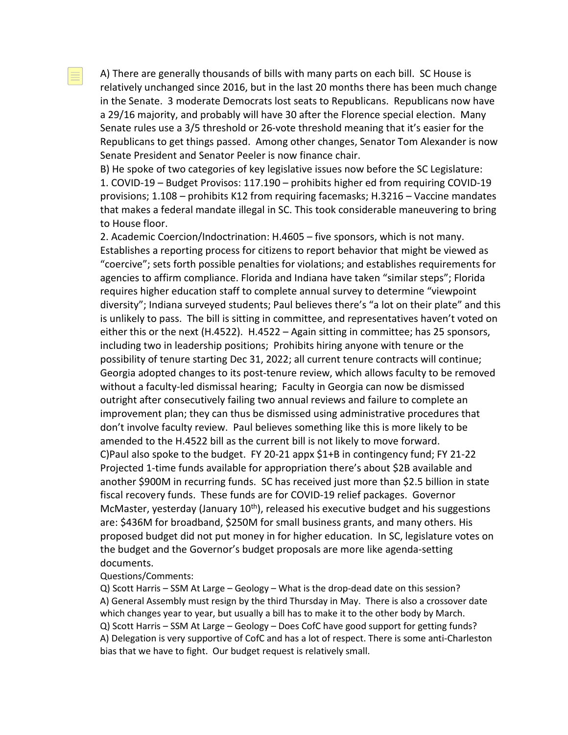A) There are generally thousands of bills with many parts on each bill. SC House is relatively unchanged since 2016, but in the last 20 months there has been much change in the Senate. 3 moderate Democrats lost seats to Republicans. Republicans now have a 29/16 majority, and probably will have 30 after the Florence special election. Many Senate rules use a 3/5 threshold or 26-vote threshold meaning that it's easier for the Republicans to get things passed. Among other changes, Senator Tom Alexander is now Senate President and Senator Peeler is now finance chair.

B) He spoke of two categories of key legislative issues now before the SC Legislature:

1. COVID-19 – Budget Provisos: 117.190 – prohibits higher ed from requiring COVID-19 provisions; 1.108 – prohibits K12 from requiring facemasks; H.3216 – Vaccine mandates that makes a federal mandate illegal in SC. This took considerable maneuvering to bring to House floor.
2. Academic Coercion/Indoctrination: H.4605 – five sponsors, which is not many. Establishes a reporting process for citizens to report behavior that might be viewed as "coercive"; sets forth possible penalties for violations; and establishes requirements for agencies to affirm compliance. Florida and Indiana have taken "similar steps"; Florida requires higher education staff to complete annual survey to determine "viewpoint diversity"; Indiana surveyed students; Paul believes there's "a lot on their plate" and this is unlikely to pass. The bill is sitting in committee, and representatives haven't voted on either this or the next (H.4522). H.4522 – Again sitting in committee; has 25 sponsors, including two in leadership positions; Prohibits hiring anyone with tenure or the possibility of tenure starting Dec 31, 2022; all current tenure contracts will continue; Georgia adopted changes to its post-tenure review, which allows faculty to be removed without a faculty-led dismissal hearing; Faculty in Georgia can now be dismissed outright after consecutively failing two annual reviews and failure to complete an improvement plan; they can thus be dismissed using administrative procedures that don't involve faculty review. Paul believes something like this is more likely to be amended to the H.4522 bill as the current bill is not likely to move forward.

C)Paul also spoke to the budget. FY 20-21 appx $1+B in contingency fund; FY 21-22 Projected 1-time funds available for appropriation there's about $2B available and another $900M in recurring funds. SC has received just more than $2.5 billion in state fiscal recovery funds. These funds are for COVID-19 relief packages. Governor McMaster, yesterday (January 10th), released his executive budget and his suggestions are: $436M for broadband, $250M for small business grants, and many others. His proposed budget did not put money in for higher education. In SC, legislature votes on the budget and the Governor's budget proposals are more like agenda-setting documents.

Questions/Comments:

Q) Scott Harris – SSM At Large – Geology – What is the drop-dead date on this session?

A) General Assembly must resign by the third Thursday in May. There is also a crossover date which changes year to year, but usually a bill has to make it to the other body by March.

Q) Scott Harris – SSM At Large – Geology – Does CofC have good support for getting funds?

A) Delegation is very supportive of CofC and has a lot of respect. There is some anti-Charleston bias that we have to fight. Our budget request is relatively small.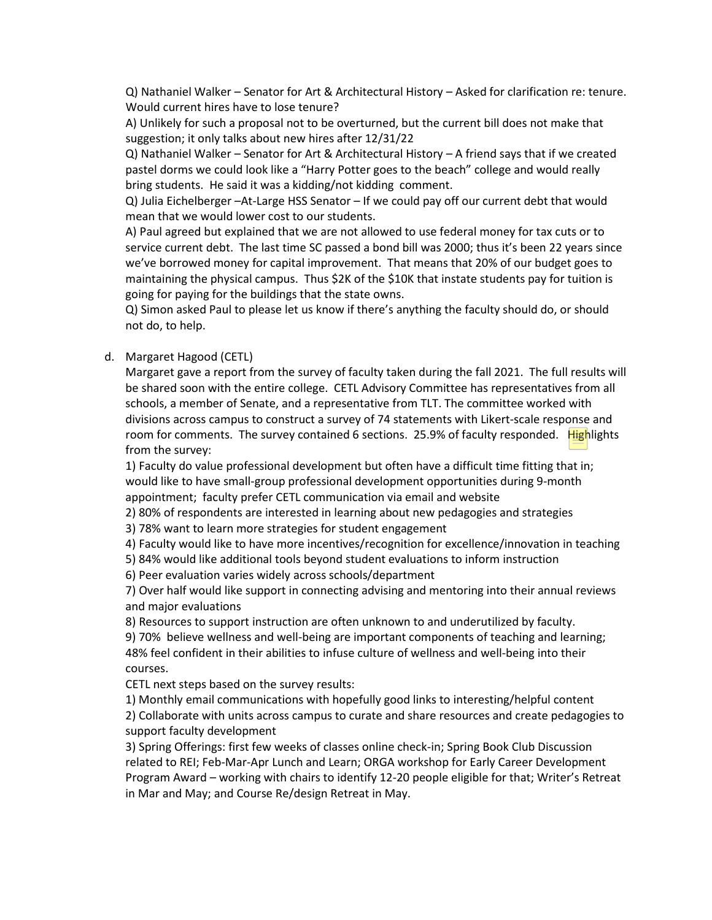Q) Nathaniel Walker – Senator for Art & Architectural History – Asked for clarification re: tenure. Would current hires have to lose tenure?

A) Unlikely for such a proposal not to be overturned, but the current bill does not make that suggestion; it only talks about new hires after 12/31/22

Q) Nathaniel Walker – Senator for Art & Architectural History – A friend says that if we created pastel dorms we could look like a "Harry Potter goes to the beach" college and would really bring students. He said it was a kidding/not kidding comment.

Q) Julia Eichelberger –At-Large HSS Senator – If we could pay off our current debt that would mean that we would lower cost to our students.

A) Paul agreed but explained that we are not allowed to use federal money for tax cuts or to service current debt. The last time SC passed a bond bill was 2000; thus it's been 22 years since we've borrowed money for capital improvement. That means that 20% of our budget goes to maintaining the physical campus. Thus $2K of the $10K that instate students pay for tuition is going for paying for the buildings that the state owns.

Q) Simon asked Paul to please let us know if there's anything the faculty should do, or should not do, to help.

d. Margaret Hagood (CETL)

Margaret gave a report from the survey of faculty taken during the fall 2021. The full results will be shared soon with the entire college. CETL Advisory Committee has representatives from all schools, a member of Senate, and a representative from TLT. The committee worked with divisions across campus to construct a survey of 74 statements with Likert-scale response and room for comments. The survey contained 6 sections. 25.9% of faculty responded. Highlights from the survey:

1) Faculty do value professional development but often have a difficult time fitting that in; would like to have small-group professional development opportunities during 9-month appointment; faculty prefer CETL communication via email and website

2) 80% of respondents are interested in learning about new pedagogies and strategies

3) 78% want to learn more strategies for student engagement

4) Faculty would like to have more incentives/recognition for excellence/innovation in teaching

5) 84% would like additional tools beyond student evaluations to inform instruction

6) Peer evaluation varies widely across schools/department

7) Over half would like support in connecting advising and mentoring into their annual reviews and major evaluations

8) Resources to support instruction are often unknown to and underutilized by faculty.

9) 70% believe wellness and well-being are important components of teaching and learning; 48% feel confident in their abilities to infuse culture of wellness and well-being into their courses.

CETL next steps based on the survey results:

1) Monthly email communications with hopefully good links to interesting/helpful content

2) Collaborate with units across campus to curate and share resources and create pedagogies to support faculty development

3) Spring Offerings: first few weeks of classes online check-in; Spring Book Club Discussion related to REI; Feb-Mar-Apr Lunch and Learn; ORGA workshop for Early Career Development Program Award – working with chairs to identify 12-20 people eligible for that; Writer's Retreat in Mar and May; and Course Re/design Retreat in May.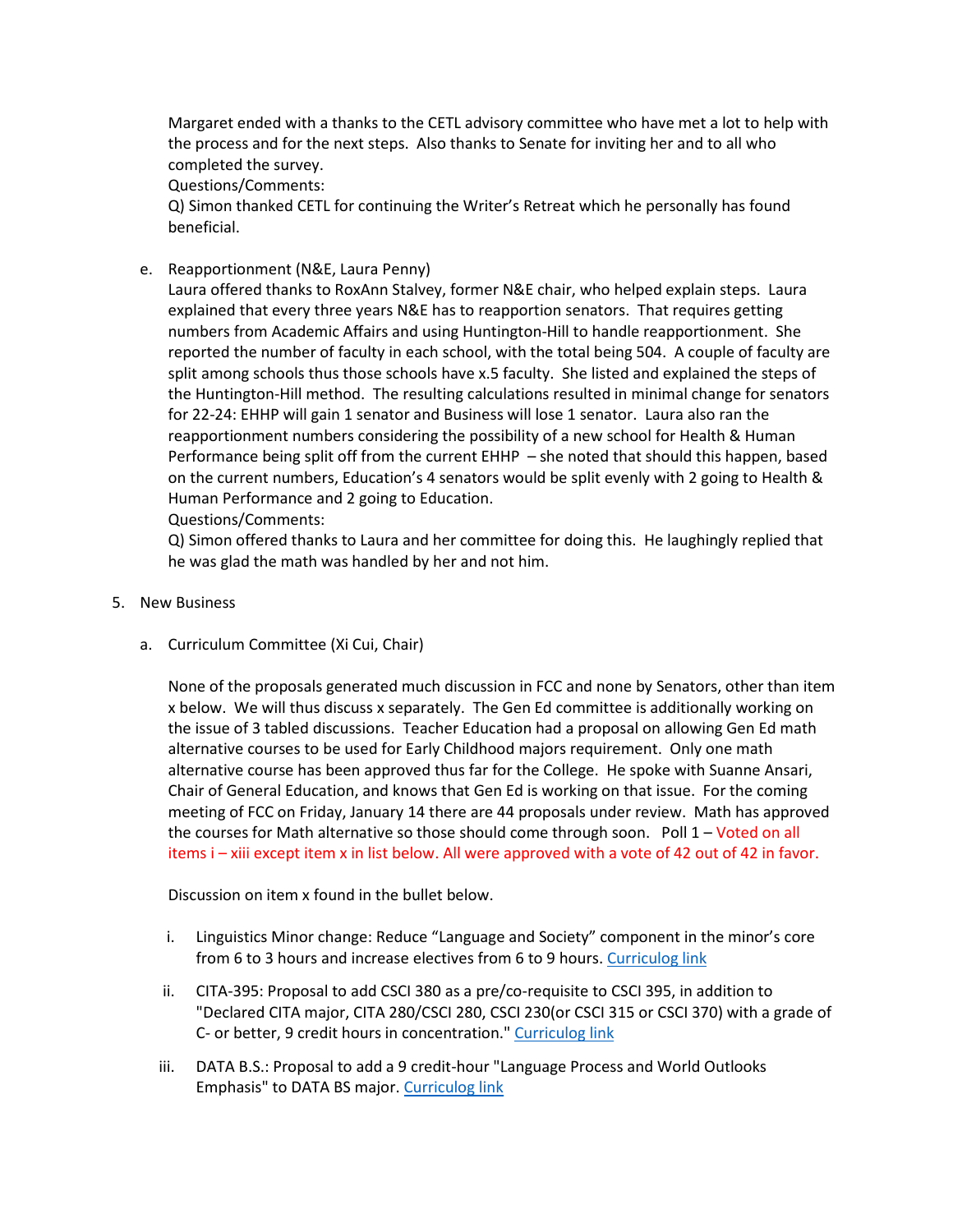Margaret ended with a thanks to the CETL advisory committee who have met a lot to help with the process and for the next steps. Also thanks to Senate for inviting her and to all who completed the survey.
Questions/Comments:
Q) Simon thanked CETL for continuing the Writer's Retreat which he personally has found beneficial.

e. Reapportionment (N&E, Laura Penny)
Laura offered thanks to RoxAnn Stalvey, former N&E chair, who helped explain steps. Laura explained that every three years N&E has to reapportion senators. That requires getting numbers from Academic Affairs and using Huntington-Hill to handle reapportionment. She reported the number of faculty in each school, with the total being 504. A couple of faculty are split among schools thus those schools have x.5 faculty. She listed and explained the steps of the Huntington-Hill method. The resulting calculations resulted in minimal change for senators for 22-24: EHHP will gain 1 senator and Business will lose 1 senator. Laura also ran the reapportionment numbers considering the possibility of a new school for Health & Human Performance being split off from the current EHHP – she noted that should this happen, based on the current numbers, Education's 4 senators would be split evenly with 2 going to Health & Human Performance and 2 going to Education.
Questions/Comments:
Q) Simon offered thanks to Laura and her committee for doing this. He laughingly replied that he was glad the math was handled by her and not him.

5. New Business

a. Curriculum Committee (Xi Cui, Chair)

None of the proposals generated much discussion in FCC and none by Senators, other than item x below. We will thus discuss x separately. The Gen Ed committee is additionally working on the issue of 3 tabled discussions. Teacher Education had a proposal on allowing Gen Ed math alternative courses to be used for Early Childhood majors requirement. Only one math alternative course has been approved thus far for the College. He spoke with Suanne Ansari, Chair of General Education, and knows that Gen Ed is working on that issue. For the coming meeting of FCC on Friday, January 14 there are 44 proposals under review. Math has approved the courses for Math alternative so those should come through soon. Poll 1 – Voted on all items i – xiii except item x in list below. All were approved with a vote of 42 out of 42 in favor.

Discussion on item x found in the bullet below.

i. Linguistics Minor change: Reduce "Language and Society" component in the minor's core from 6 to 3 hours and increase electives from 6 to 9 hours. Curriculog link

ii. CITA-395: Proposal to add CSCI 380 as a pre/co-requisite to CSCI 395, in addition to "Declared CITA major, CITA 280/CSCI 280, CSCI 230(or CSCI 315 or CSCI 370) with a grade of C- or better, 9 credit hours in concentration." Curriculog link

iii. DATA B.S.: Proposal to add a 9 credit-hour "Language Process and World Outlooks Emphasis" to DATA BS major. Curriculog link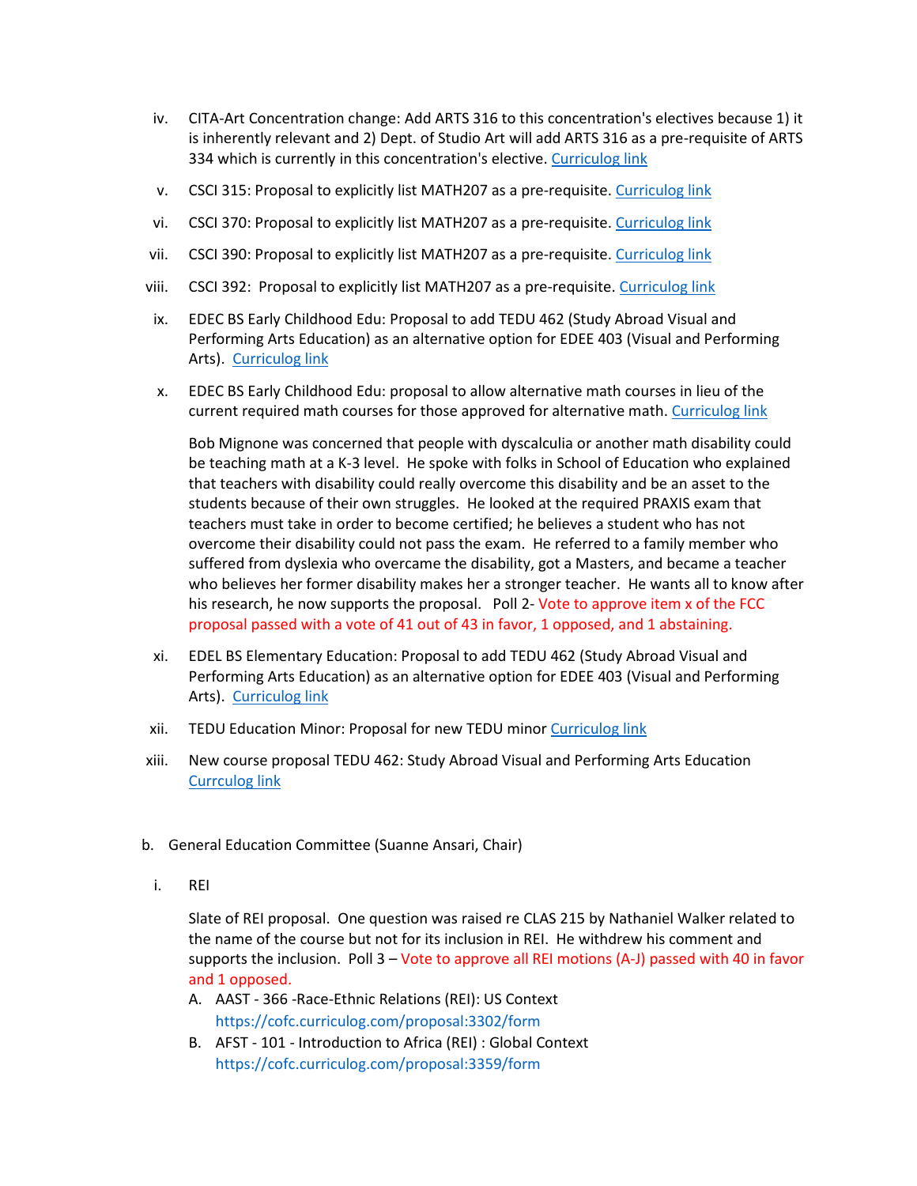iv. CITA-Art Concentration change: Add ARTS 316 to this concentration's electives because 1) it is inherently relevant and 2) Dept. of Studio Art will add ARTS 316 as a pre-requisite of ARTS 334 which is currently in this concentration's elective. [Curriculog link]

v. CSCI 315: Proposal to explicitly list MATH207 as a pre-requisite. [Curriculog link]

vi. CSCI 370: Proposal to explicitly list MATH207 as a pre-requisite. [Curriculog link]

vii. CSCI 390: Proposal to explicitly list MATH207 as a pre-requisite. [Curriculog link]

viii. CSCI 392: Proposal to explicitly list MATH207 as a pre-requisite. [Curriculog link]

ix. EDEC BS Early Childhood Edu: Proposal to add TEDU 462 (Study Abroad Visual and Performing Arts Education) as an alternative option for EDEE 403 (Visual and Performing Arts). [Curriculog link]

x. EDEC BS Early Childhood Edu: proposal to allow alternative math courses in lieu of the current required math courses for those approved for alternative math. [Curriculog link]

Bob Mignone was concerned that people with dyscalculia or another math disability could be teaching math at a K-3 level. He spoke with folks in School of Education who explained that teachers with disability could really overcome this disability and be an asset to the students because of their own struggles. He looked at the required PRAXIS exam that teachers must take in order to become certified; he believes a student who has not overcome their disability could not pass the exam. He referred to a family member who suffered from dyslexia who overcame the disability, got a Masters, and became a teacher who believes her former disability makes her a stronger teacher. He wants all to know after his research, he now supports the proposal. Poll 2- Vote to approve item x of the FCC proposal passed with a vote of 41 out of 43 in favor, 1 opposed, and 1 abstaining.

xi. EDEL BS Elementary Education: Proposal to add TEDU 462 (Study Abroad Visual and Performing Arts Education) as an alternative option for EDEE 403 (Visual and Performing Arts). [Curriculog link]

xii. TEDU Education Minor: Proposal for new TEDU minor [Curriculog link]

xiii. New course proposal TEDU 462: Study Abroad Visual and Performing Arts Education [Currculog link]

b. General Education Committee (Suanne Ansari, Chair)

i. REI

Slate of REI proposal. One question was raised re CLAS 215 by Nathaniel Walker related to the name of the course but not for its inclusion in REI. He withdrew his comment and supports the inclusion. Poll 3 – Vote to approve all REI motions (A-J) passed with 40 in favor and 1 opposed.

A. AAST - 366 -Race-Ethnic Relations (REI): US Context
https://cofc.curriculog.com/proposal:3302/form

B. AFST - 101 - Introduction to Africa (REI) : Global Context
https://cofc.curriculog.com/proposal:3359/form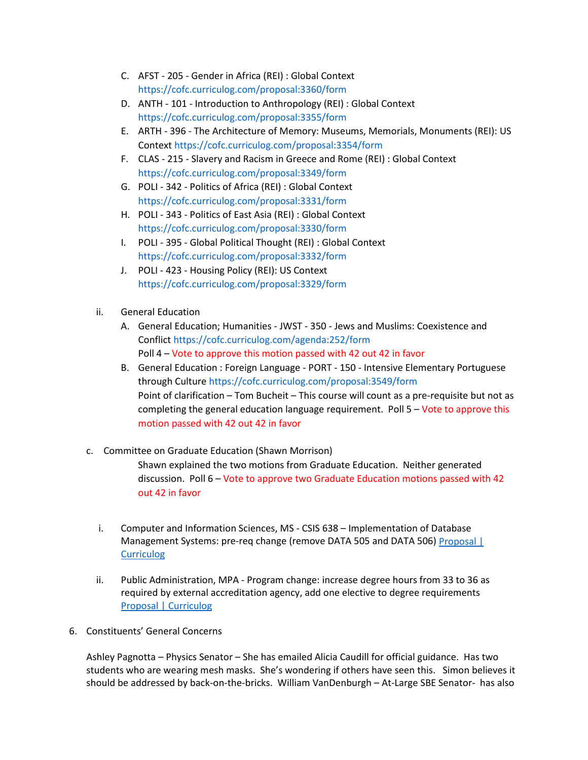C. AFST - 205 - Gender in Africa (REI) : Global Context https://cofc.curriculog.com/proposal:3360/form

D. ANTH - 101 - Introduction to Anthropology (REI) : Global Context https://cofc.curriculog.com/proposal:3355/form

E. ARTH - 396 - The Architecture of Memory: Museums, Memorials, Monuments (REI): US Context https://cofc.curriculog.com/proposal:3354/form

F. CLAS - 215 - Slavery and Racism in Greece and Rome (REI) : Global Context https://cofc.curriculog.com/proposal:3349/form

G. POLI - 342 - Politics of Africa (REI) : Global Context https://cofc.curriculog.com/proposal:3331/form

H. POLI - 343 - Politics of East Asia (REI) : Global Context https://cofc.curriculog.com/proposal:3330/form

I. POLI - 395 - Global Political Thought (REI) : Global Context https://cofc.curriculog.com/proposal:3332/form

J. POLI - 423 - Housing Policy (REI): US Context https://cofc.curriculog.com/proposal:3329/form

ii. General Education

A. General Education; Humanities - JWST - 350 - Jews and Muslims: Coexistence and Conflict https://cofc.curriculog.com/agenda:252/form
Poll 4 – Vote to approve this motion passed with 42 out 42 in favor

B. General Education : Foreign Language - PORT - 150 - Intensive Elementary Portuguese through Culture https://cofc.curriculog.com/proposal:3549/form
Point of clarification – Tom Bucheit – This course will count as a pre-requisite but not as completing the general education language requirement. Poll 5 – Vote to approve this motion passed with 42 out 42 in favor

c. Committee on Graduate Education (Shawn Morrison)

Shawn explained the two motions from Graduate Education. Neither generated discussion. Poll 6 – Vote to approve two Graduate Education motions passed with 42 out 42 in favor

i. Computer and Information Sciences, MS - CSIS 638 – Implementation of Database Management Systems: pre-req change (remove DATA 505 and DATA 506) Proposal | Curriculog

ii. Public Administration, MPA - Program change: increase degree hours from 33 to 36 as required by external accreditation agency, add one elective to degree requirements Proposal | Curriculog

6. Constituents' General Concerns

Ashley Pagnotta – Physics Senator – She has emailed Alicia Caudill for official guidance. Has two students who are wearing mesh masks. She's wondering if others have seen this. Simon believes it should be addressed by back-on-the-bricks. William VanDenburgh – At-Large SBE Senator- has also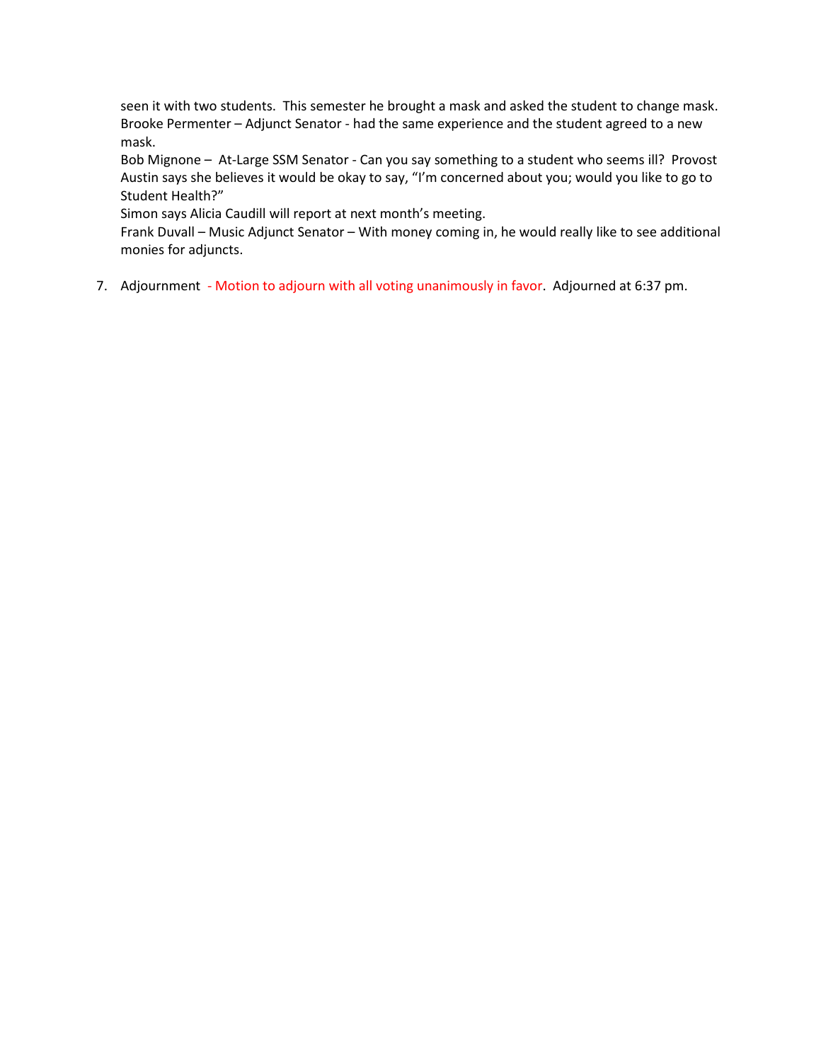seen it with two students. This semester he brought a mask and asked the student to change mask.
Brooke Permenter – Adjunct Senator - had the same experience and the student agreed to a new mask.
Bob Mignone – At-Large SSM Senator - Can you say something to a student who seems ill? Provost Austin says she believes it would be okay to say, "I'm concerned about you; would you like to go to Student Health?"
Simon says Alicia Caudill will report at next month's meeting.
Frank Duvall – Music Adjunct Senator – With money coming in, he would really like to see additional monies for adjuncts.

7. Adjournment - Motion to adjourn with all voting unanimously in favor. Adjourned at 6:37 pm.